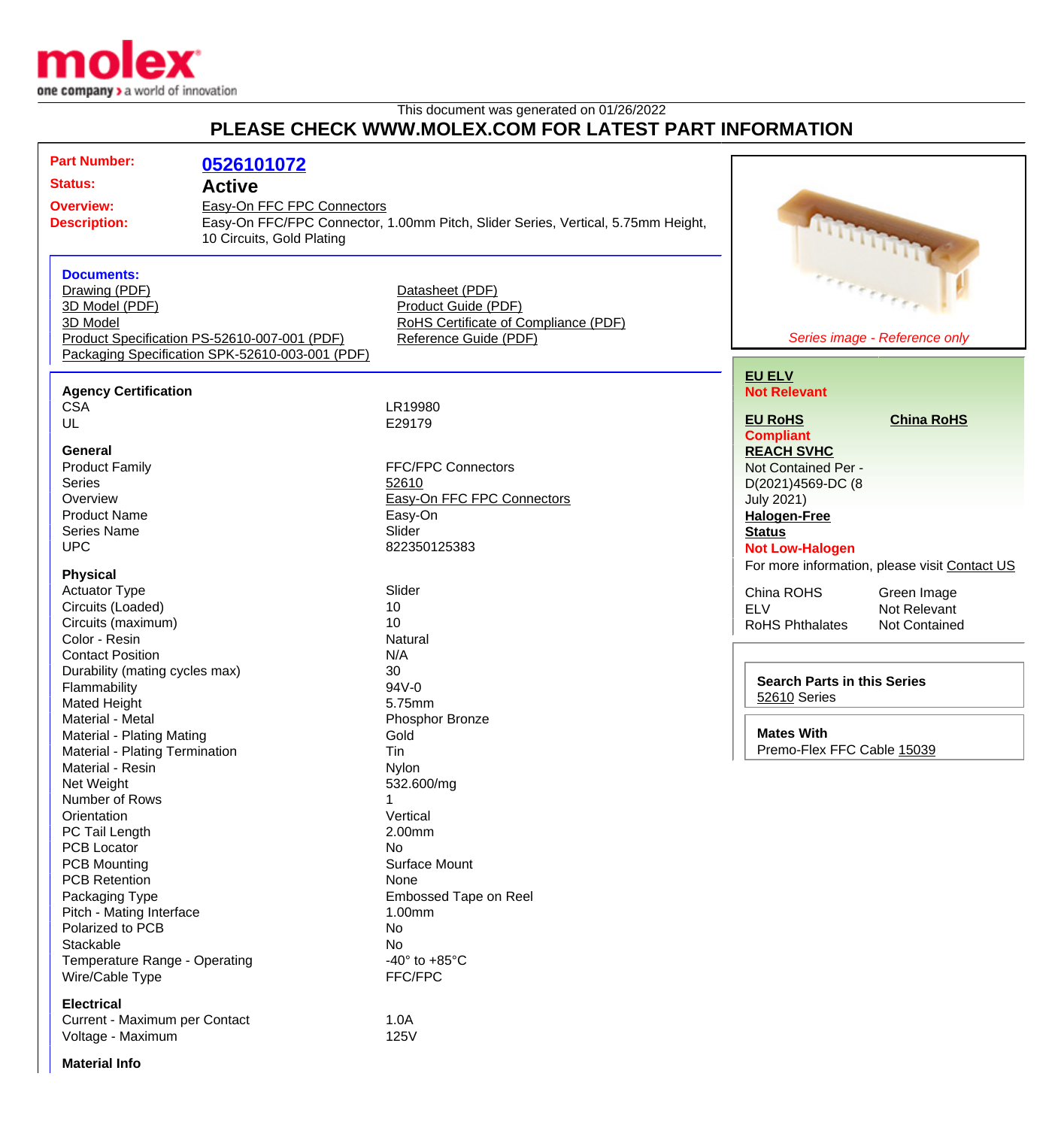This document was generated on 01/26/2022

# PLEASE CHECK WWW.MOLEX.COM FOR LATEST PART INFORMATION

| | |
|---|---|
| **Part Number:** | **0526101072** |
| **Status:** | **Active** |
| **Overview:** | Easy-On FFC FPC Connectors |
| **Description:** | Easy-On FFC/FPC Connector, 1.00mm Pitch, Slider Series, Vertical, 5.75mm Height, 10 Circuits, Gold Plating |

*Series image - Reference only*

**Documents:**

- Drawing (PDF)
- 3D Model (PDF)
- 3D Model
- Product Specification PS-52610-007-001 (PDF)
- Packaging Specification SPK-52610-003-001 (PDF)
- Datasheet (PDF)
- Product Guide (PDF)
- RoHS Certificate of Compliance (PDF)
- Reference Guide (PDF)

**EU ELV**
Not Relevant

**EU RoHS** | **China RoHS**
Compliant

**REACH SVHC**
Not Contained Per - D(2021)4569-DC (8 July 2021)

**Halogen-Free Status**
Not Low-Halogen

For more information, please visit Contact US

| | |
|---|---|
| China ROHS | Green Image |
| ELV | Not Relevant |
| RoHS Phthalates | Not Contained |

**Search Parts in this Series**
52610 Series

**Mates With**
Premo-Flex FFC Cable 15039

### Agency Certification

| | |
|---|---|
| CSA | LR19980 |
| UL | E29179 |

### General

| | |
|---|---|
| Product Family | FFC/FPC Connectors |
| Series | 52610 |
| Overview | Easy-On FFC FPC Connectors |
| Product Name | Easy-On |
| Series Name | Slider |
| UPC | 822350125383 |

### Physical

| | |
|---|---|
| Actuator Type | Slider |
| Circuits (Loaded) | 10 |
| Circuits (maximum) | 10 |
| Color - Resin | Natural |
| Contact Position | N/A |
| Durability (mating cycles max) | 30 |
| Flammability | 94V-0 |
| Mated Height | 5.75mm |
| Material - Metal | Phosphor Bronze |
| Material - Plating Mating | Gold |
| Material - Plating Termination | Tin |
| Material - Resin | Nylon |
| Net Weight | 532.600/mg |
| Number of Rows | 1 |
| Orientation | Vertical |
| PC Tail Length | 2.00mm |
| PCB Locator | No |
| PCB Mounting | Surface Mount |
| PCB Retention | None |
| Packaging Type | Embossed Tape on Reel |
| Pitch - Mating Interface | 1.00mm |
| Polarized to PCB | No |
| Stackable | No |
| Temperature Range - Operating | -40° to +85°C |
| Wire/Cable Type | FFC/FPC |

### Electrical

| | |
|---|---|
| Current - Maximum per Contact | 1.0A |
| Voltage - Maximum | 125V |

### Material Info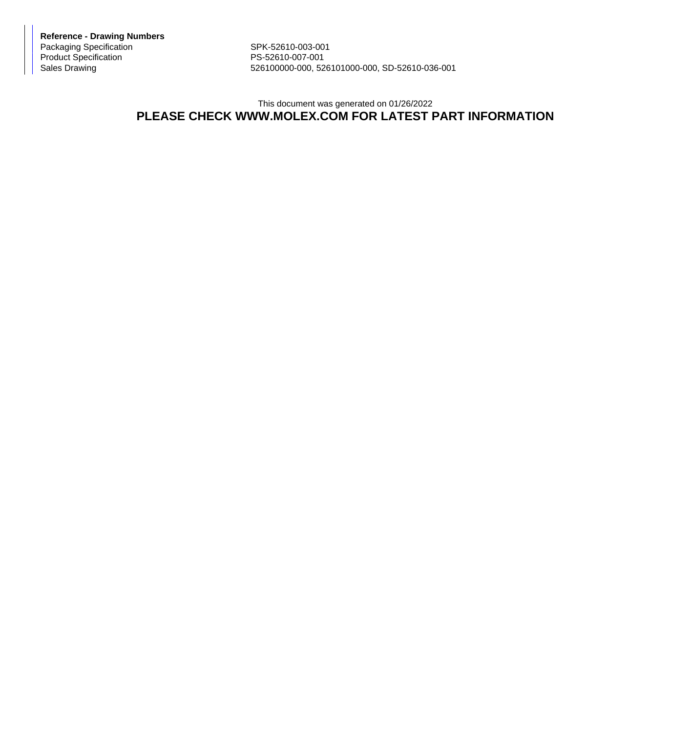**Reference - Drawing Numbers**

| | |
|---|---|
| Packaging Specification | SPK-52610-003-001 |
| Product Specification | PS-52610-007-001 |
| Sales Drawing | 526100000-000, 526101000-000, SD-52610-036-001 |

This document was generated on 01/26/2022

**PLEASE CHECK WWW.MOLEX.COM FOR LATEST PART INFORMATION**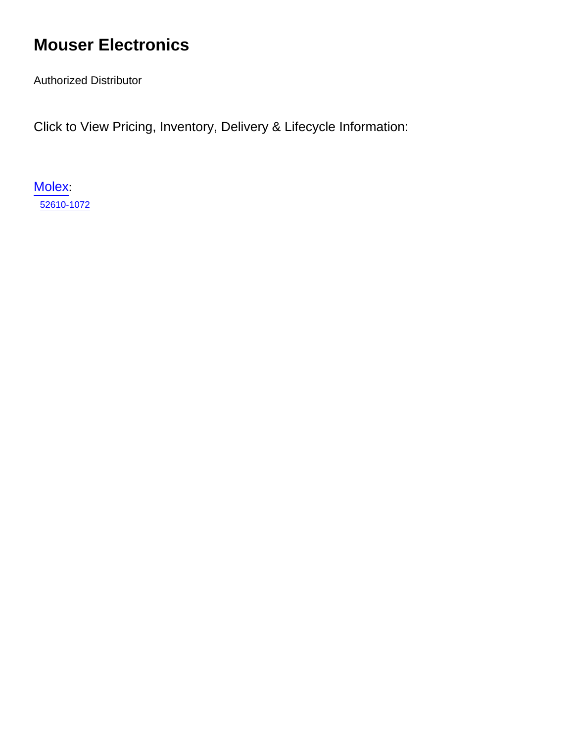# Mouser Electronics

Authorized Distributor

Click to View Pricing, Inventory, Delivery & Lifecycle Information:

Molex:

52610-1072